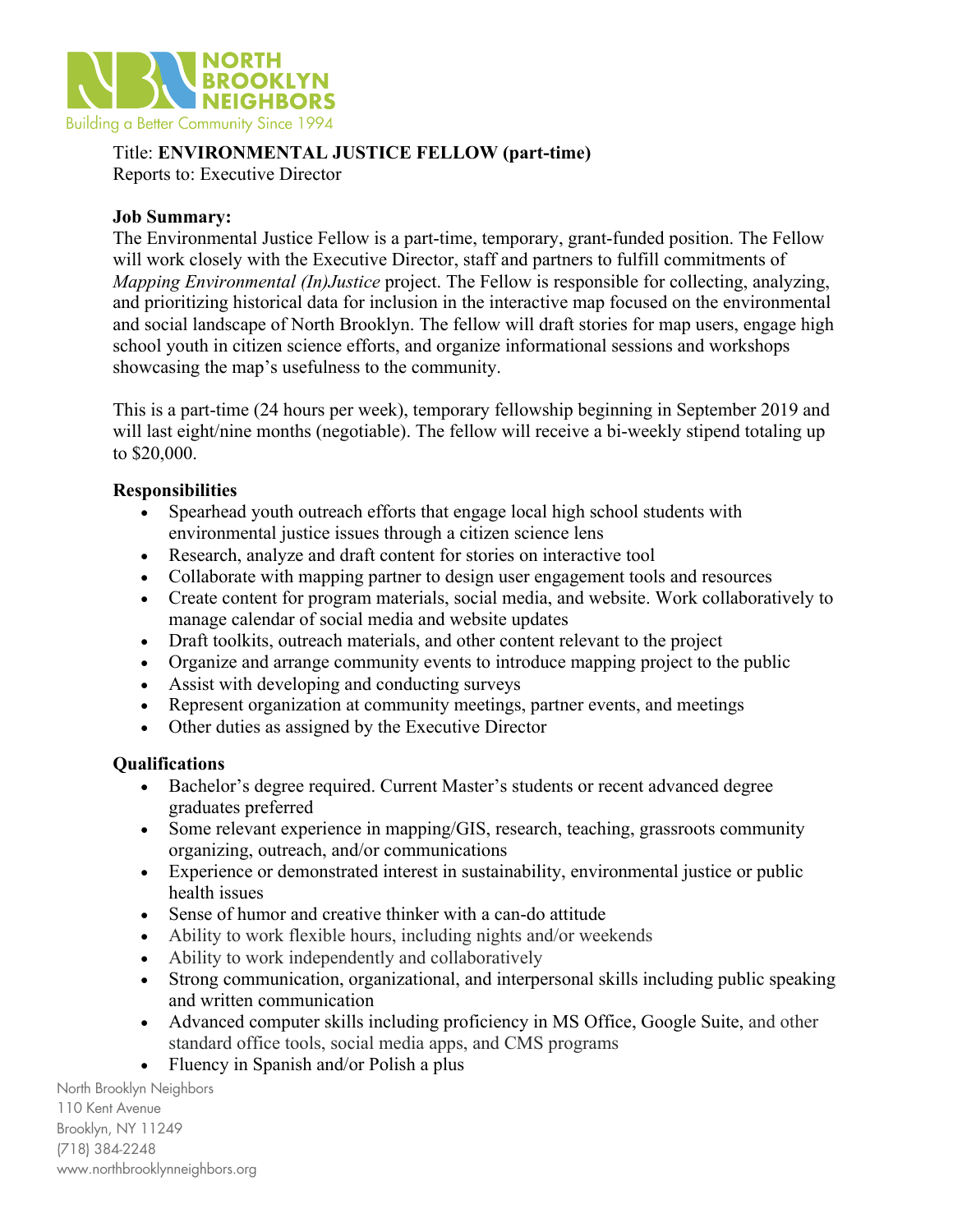NORTH BROOKLYN NEIGHBORS

Building a Better Community Since 1994

Title: **ENVIRONMENTAL JUSTICE FELLOW (part-time)**
Reports to: Executive Director

**Job Summary:**
The Environmental Justice Fellow is a part-time, temporary, grant-funded position. The Fellow will work closely with the Executive Director, staff and partners to fulfill commitments of *Mapping Environmental (In)Justice* project. The Fellow is responsible for collecting, analyzing, and prioritizing historical data for inclusion in the interactive map focused on the environmental and social landscape of North Brooklyn. The fellow will draft stories for map users, engage high school youth in citizen science efforts, and organize informational sessions and workshops showcasing the map's usefulness to the community.

This is a part-time (24 hours per week), temporary fellowship beginning in September 2019 and will last eight/nine months (negotiable). The fellow will receive a bi-weekly stipend totaling up to $20,000.

**Responsibilities**

- Spearhead youth outreach efforts that engage local high school students with environmental justice issues through a citizen science lens
- Research, analyze and draft content for stories on interactive tool
- Collaborate with mapping partner to design user engagement tools and resources
- Create content for program materials, social media, and website. Work collaboratively to manage calendar of social media and website updates
- Draft toolkits, outreach materials, and other content relevant to the project
- Organize and arrange community events to introduce mapping project to the public
- Assist with developing and conducting surveys
- Represent organization at community meetings, partner events, and meetings
- Other duties as assigned by the Executive Director

**Qualifications**

- Bachelor's degree required. Current Master's students or recent advanced degree graduates preferred
- Some relevant experience in mapping/GIS, research, teaching, grassroots community organizing, outreach, and/or communications
- Experience or demonstrated interest in sustainability, environmental justice or public health issues
- Sense of humor and creative thinker with a can-do attitude
- Ability to work flexible hours, including nights and/or weekends
- Ability to work independently and collaboratively
- Strong communication, organizational, and interpersonal skills including public speaking and written communication
- Advanced computer skills including proficiency in MS Office, Google Suite, and other standard office tools, social media apps, and CMS programs
- Fluency in Spanish and/or Polish a plus

North Brooklyn Neighbors
110 Kent Avenue
Brooklyn, NY 11249
(718) 384-2248
www.northbrooklynneighbors.org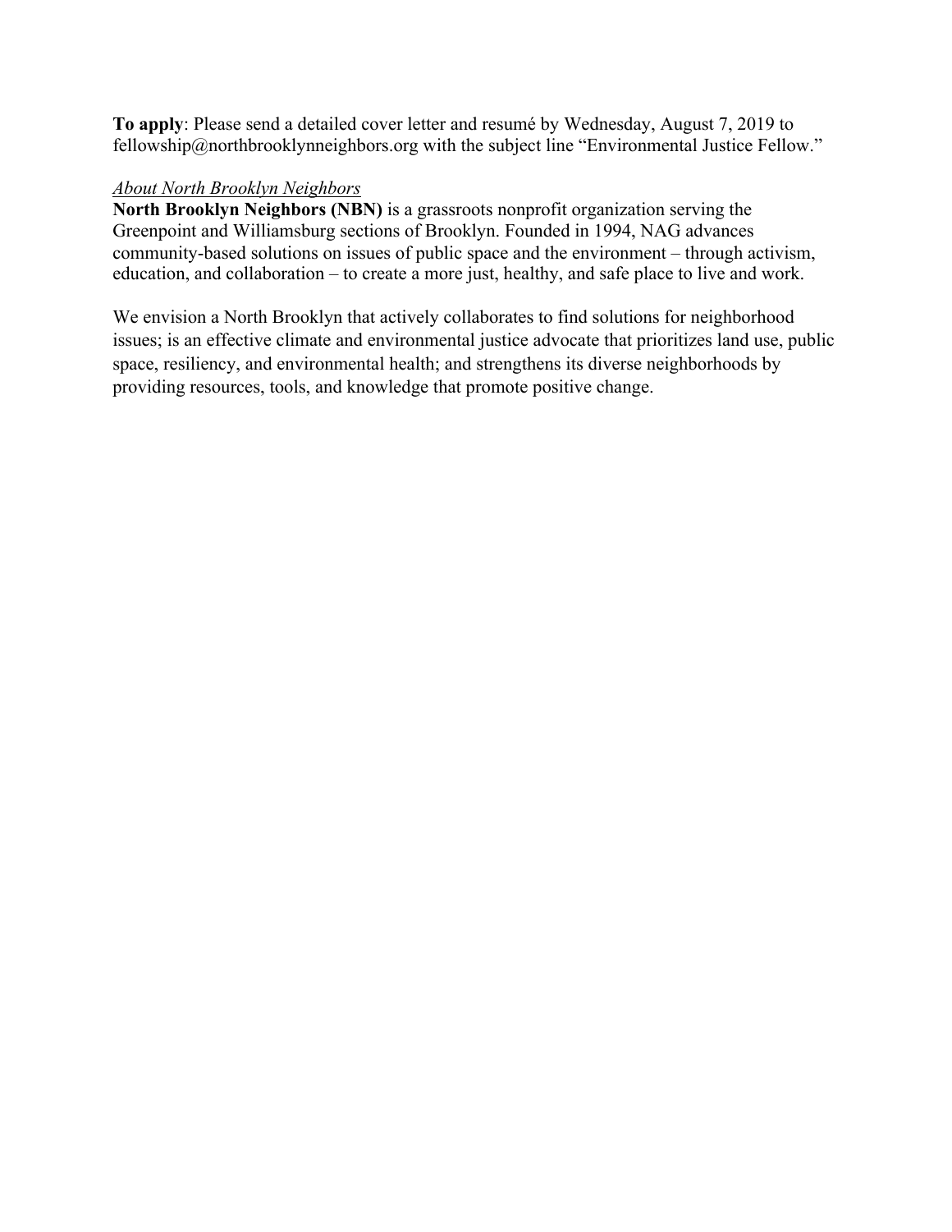**To apply**: Please send a detailed cover letter and resumé by Wednesday, August 7, 2019 to fellowship@northbrooklynneighbors.org with the subject line "Environmental Justice Fellow."

*About North Brooklyn Neighbors*

**North Brooklyn Neighbors (NBN)** is a grassroots nonprofit organization serving the Greenpoint and Williamsburg sections of Brooklyn. Founded in 1994, NAG advances community-based solutions on issues of public space and the environment – through activism, education, and collaboration – to create a more just, healthy, and safe place to live and work.

We envision a North Brooklyn that actively collaborates to find solutions for neighborhood issues; is an effective climate and environmental justice advocate that prioritizes land use, public space, resiliency, and environmental health; and strengthens its diverse neighborhoods by providing resources, tools, and knowledge that promote positive change.